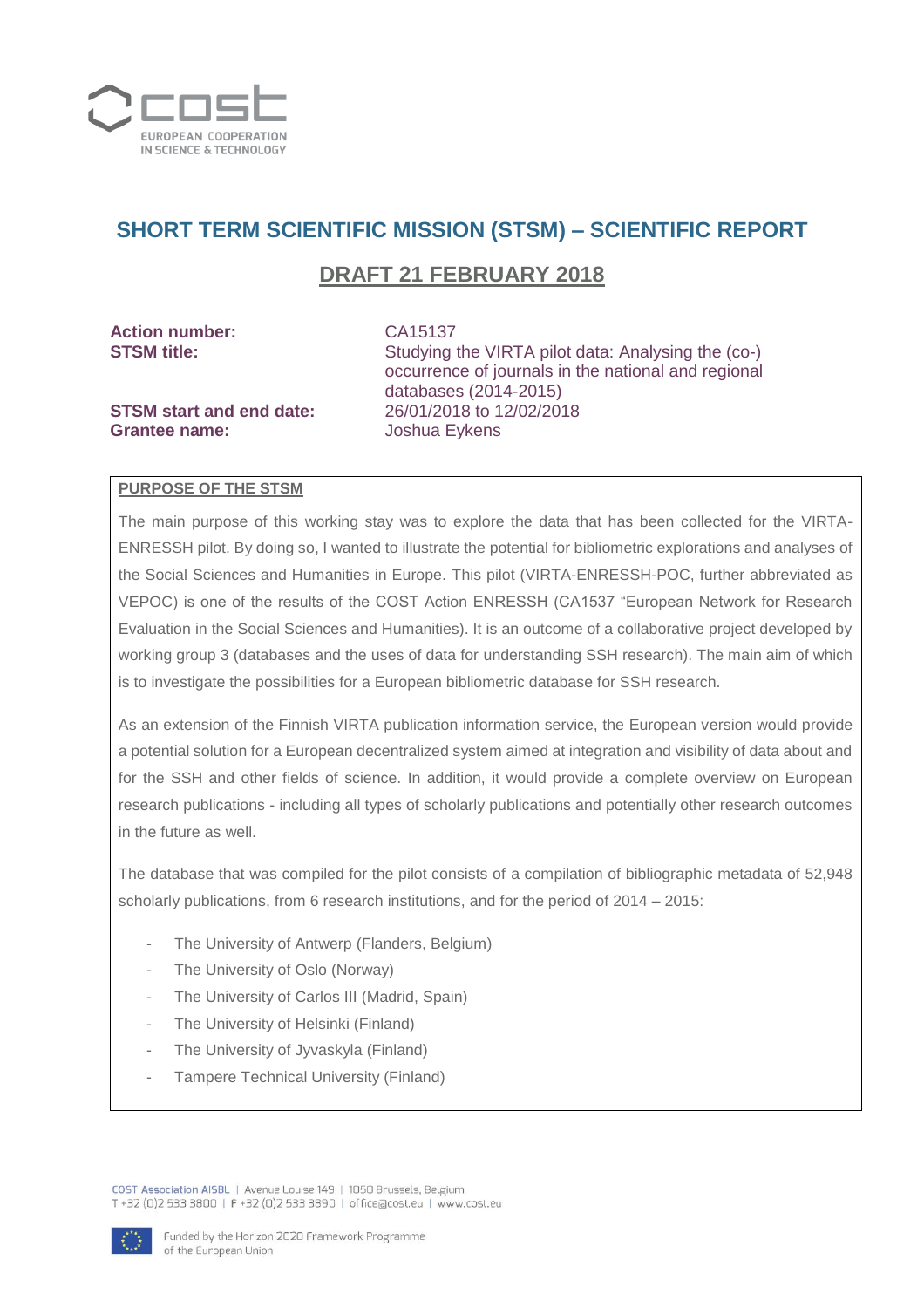# SHORT TERM SCIENTIFIC MISSION (STSM) – SCIENTIFIC REPORT

## DRAFT 21 FEBRUARY 2018

**Action number:** CA15137

**STSM title:** Studying the VIRTA pilot data: Analysing the (co-) occurrence of journals in the national and regional databases (2014-2015)

**STSM start and end date:** 26/01/2018 to 12/02/2018

**Grantee name:** Joshua Eykens

### PURPOSE OF THE STSM

The main purpose of this working stay was to explore the data that has been collected for the VIRTA-ENRESSH pilot. By doing so, I wanted to illustrate the potential for bibliometric explorations and analyses of the Social Sciences and Humanities in Europe. This pilot (VIRTA-ENRESSH-POC, further abbreviated as VEPOC) is one of the results of the COST Action ENRESSH (CA1537 "European Network for Research Evaluation in the Social Sciences and Humanities). It is an outcome of a collaborative project developed by working group 3 (databases and the uses of data for understanding SSH research). The main aim of which is to investigate the possibilities for a European bibliometric database for SSH research.

As an extension of the Finnish VIRTA publication information service, the European version would provide a potential solution for a European decentralized system aimed at integration and visibility of data about and for the SSH and other fields of science. In addition, it would provide a complete overview on European research publications - including all types of scholarly publications and potentially other research outcomes in the future as well.

The database that was compiled for the pilot consists of a compilation of bibliographic metadata of 52,948 scholarly publications, from 6 research institutions, and for the period of 2014 – 2015:

- The University of Antwerp (Flanders, Belgium)
- The University of Oslo (Norway)
- The University of Carlos III (Madrid, Spain)
- The University of Helsinki (Finland)
- The University of Jyvaskyla (Finland)
- Tampere Technical University (Finland)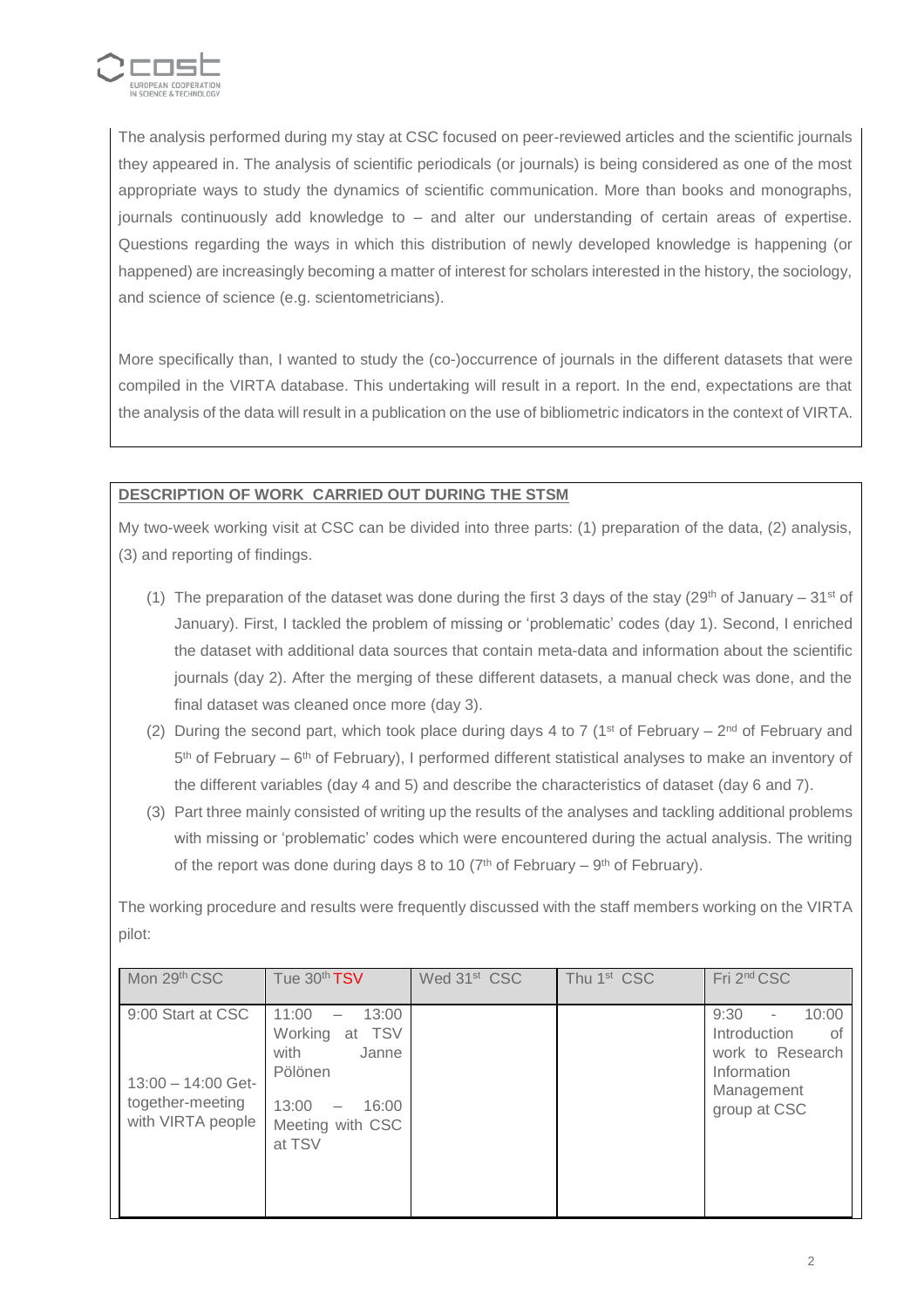The analysis performed during my stay at CSC focused on peer-reviewed articles and the scientific journals they appeared in. The analysis of scientific periodicals (or journals) is being considered as one of the most appropriate ways to study the dynamics of scientific communication. More than books and monographs, journals continuously add knowledge to – and alter our understanding of certain areas of expertise. Questions regarding the ways in which this distribution of newly developed knowledge is happening (or happened) are increasingly becoming a matter of interest for scholars interested in the history, the sociology, and science of science (e.g. scientometricians).

More specifically than, I wanted to study the (co-)occurrence of journals in the different datasets that were compiled in the VIRTA database. This undertaking will result in a report. In the end, expectations are that the analysis of the data will result in a publication on the use of bibliometric indicators in the context of VIRTA.

**DESCRIPTION OF WORK CARRIED OUT DURING THE STSM**

My two-week working visit at CSC can be divided into three parts: (1) preparation of the data, (2) analysis, (3) and reporting of findings.

(1) The preparation of the dataset was done during the first 3 days of the stay (29th of January – 31st of January). First, I tackled the problem of missing or 'problematic' codes (day 1). Second, I enriched the dataset with additional data sources that contain meta-data and information about the scientific journals (day 2). After the merging of these different datasets, a manual check was done, and the final dataset was cleaned once more (day 3).

(2) During the second part, which took place during days 4 to 7 (1st of February – 2nd of February and 5th of February – 6th of February), I performed different statistical analyses to make an inventory of the different variables (day 4 and 5) and describe the characteristics of dataset (day 6 and 7).

(3) Part three mainly consisted of writing up the results of the analyses and tackling additional problems with missing or 'problematic' codes which were encountered during the actual analysis. The writing of the report was done during days 8 to 10 (7th of February – 9th of February).

The working procedure and results were frequently discussed with the staff members working on the VIRTA pilot:

| Mon 29th CSC | Tue 30th TSV | Wed 31st CSC | Thu 1st CSC | Fri 2nd CSC |
|---|---|---|---|---|
| 9:00 Start at CSC<br><br>13:00 – 14:00 Get-together-meeting with VIRTA people | 11:00 – 13:00 Working at TSV with Janne Pölönen<br><br>13:00 – 16:00 Meeting with CSC at TSV | | | 9:30 - 10:00 Introduction of work to Research Information Management group at CSC |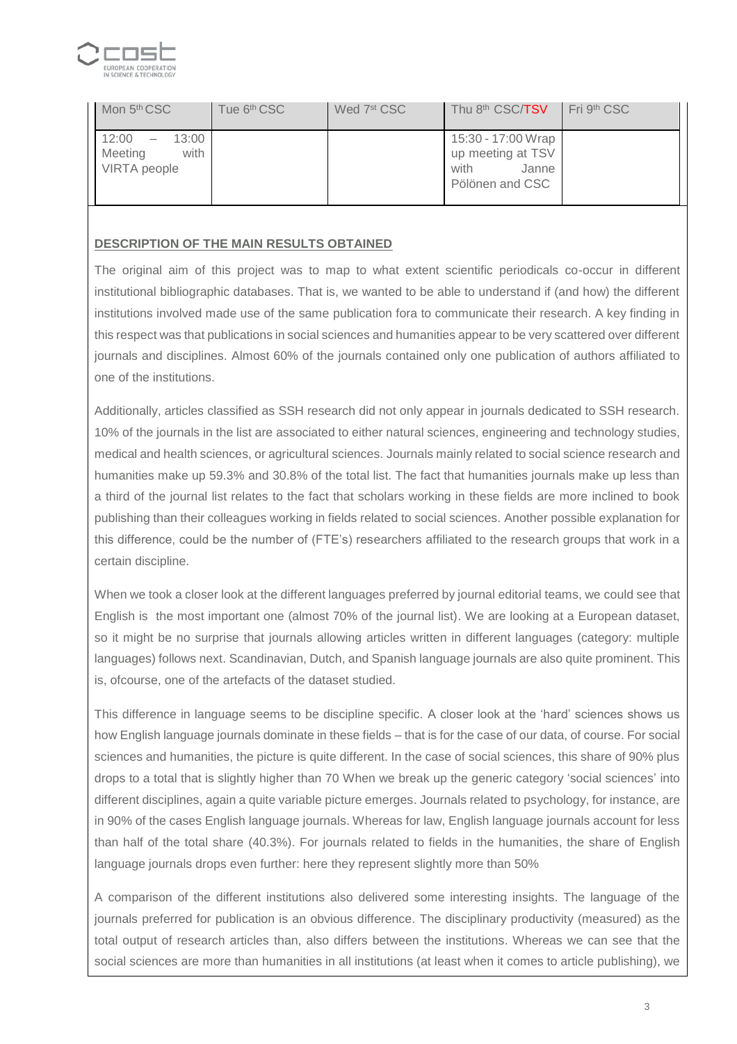| Mon 5th CSC | Tue 6th CSC | Wed 7st CSC | Thu 8th CSC/TSV | Fri 9th CSC |
|---|---|---|---|---|
| 12:00 – 13:00 Meeting with VIRTA people | | | 15:30 - 17:00 Wrap up meeting at TSV with Janne Pölönen and CSC | |

**DESCRIPTION OF THE MAIN RESULTS OBTAINED**

The original aim of this project was to map to what extent scientific periodicals co-occur in different institutional bibliographic databases. That is, we wanted to be able to understand if (and how) the different institutions involved made use of the same publication fora to communicate their research. A key finding in this respect was that publications in social sciences and humanities appear to be very scattered over different journals and disciplines. Almost 60% of the journals contained only one publication of authors affiliated to one of the institutions.

Additionally, articles classified as SSH research did not only appear in journals dedicated to SSH research. 10% of the journals in the list are associated to either natural sciences, engineering and technology studies, medical and health sciences, or agricultural sciences. Journals mainly related to social science research and humanities make up 59.3% and 30.8% of the total list. The fact that humanities journals make up less than a third of the journal list relates to the fact that scholars working in these fields are more inclined to book publishing than their colleagues working in fields related to social sciences. Another possible explanation for this difference, could be the number of (FTE's) researchers affiliated to the research groups that work in a certain discipline.

When we took a closer look at the different languages preferred by journal editorial teams, we could see that English is the most important one (almost 70% of the journal list). We are looking at a European dataset, so it might be no surprise that journals allowing articles written in different languages (category: multiple languages) follows next. Scandinavian, Dutch, and Spanish language journals are also quite prominent. This is, ofcourse, one of the artefacts of the dataset studied.

This difference in language seems to be discipline specific. A closer look at the 'hard' sciences shows us how English language journals dominate in these fields – that is for the case of our data, of course. For social sciences and humanities, the picture is quite different. In the case of social sciences, this share of 90% plus drops to a total that is slightly higher than 70 When we break up the generic category 'social sciences' into different disciplines, again a quite variable picture emerges. Journals related to psychology, for instance, are in 90% of the cases English language journals. Whereas for law, English language journals account for less than half of the total share (40.3%). For journals related to fields in the humanities, the share of English language journals drops even further: here they represent slightly more than 50%

A comparison of the different institutions also delivered some interesting insights. The language of the journals preferred for publication is an obvious difference. The disciplinary productivity (measured) as the total output of research articles than, also differs between the institutions. Whereas we can see that the social sciences are more than humanities in all institutions (at least when it comes to article publishing), we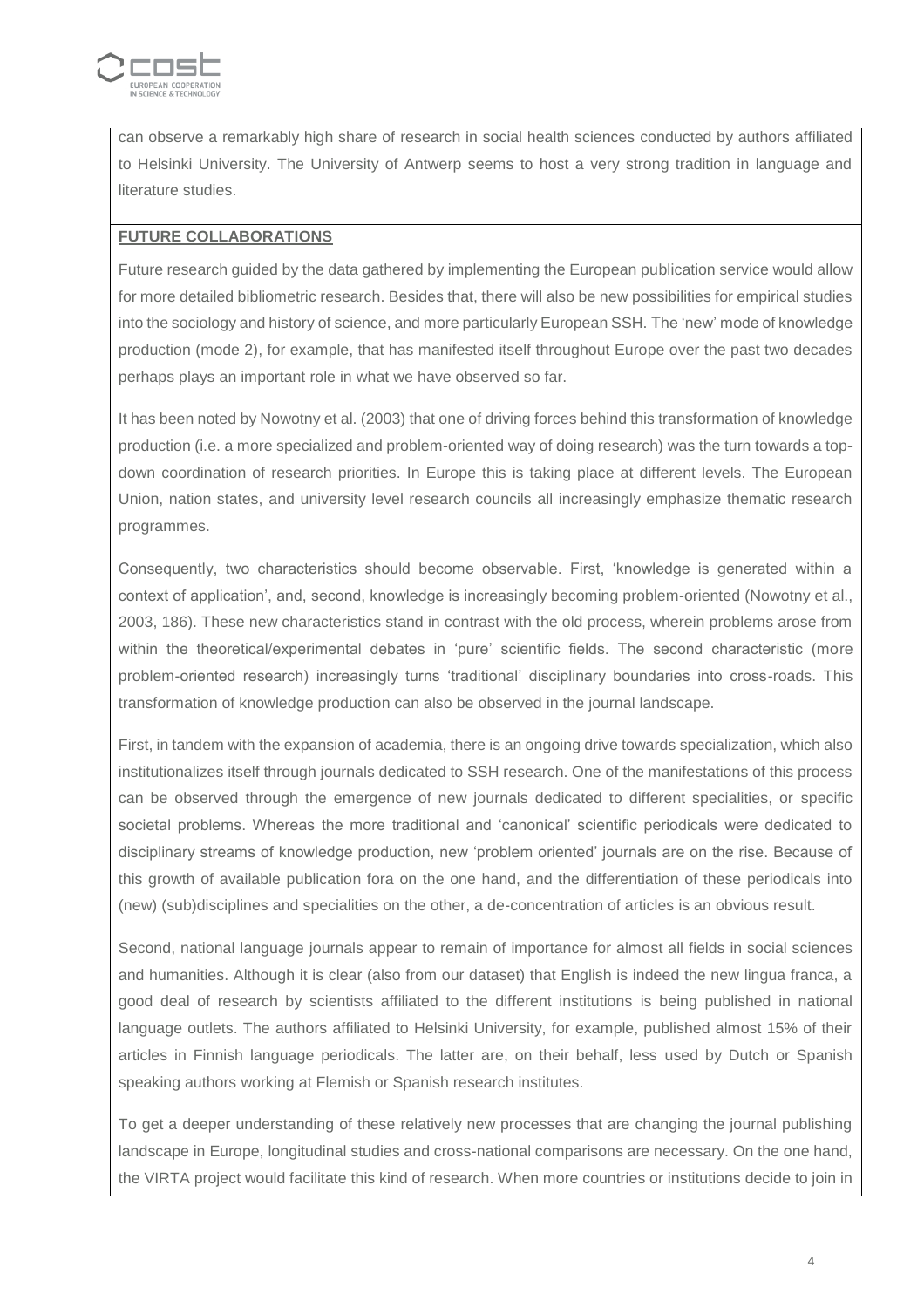can observe a remarkably high share of research in social health sciences conducted by authors affiliated to Helsinki University. The University of Antwerp seems to host a very strong tradition in language and literature studies.

## FUTURE COLLABORATIONS

Future research guided by the data gathered by implementing the European publication service would allow for more detailed bibliometric research. Besides that, there will also be new possibilities for empirical studies into the sociology and history of science, and more particularly European SSH. The 'new' mode of knowledge production (mode 2), for example, that has manifested itself throughout Europe over the past two decades perhaps plays an important role in what we have observed so far.

It has been noted by Nowotny et al. (2003) that one of driving forces behind this transformation of knowledge production (i.e. a more specialized and problem-oriented way of doing research) was the turn towards a top-down coordination of research priorities. In Europe this is taking place at different levels. The European Union, nation states, and university level research councils all increasingly emphasize thematic research programmes.

Consequently, two characteristics should become observable. First, 'knowledge is generated within a context of application', and, second, knowledge is increasingly becoming problem-oriented (Nowotny et al., 2003, 186). These new characteristics stand in contrast with the old process, wherein problems arose from within the theoretical/experimental debates in 'pure' scientific fields. The second characteristic (more problem-oriented research) increasingly turns 'traditional' disciplinary boundaries into cross-roads. This transformation of knowledge production can also be observed in the journal landscape.

First, in tandem with the expansion of academia, there is an ongoing drive towards specialization, which also institutionalizes itself through journals dedicated to SSH research. One of the manifestations of this process can be observed through the emergence of new journals dedicated to different specialities, or specific societal problems. Whereas the more traditional and 'canonical' scientific periodicals were dedicated to disciplinary streams of knowledge production, new 'problem oriented' journals are on the rise. Because of this growth of available publication fora on the one hand, and the differentiation of these periodicals into (new) (sub)disciplines and specialities on the other, a de-concentration of articles is an obvious result.

Second, national language journals appear to remain of importance for almost all fields in social sciences and humanities. Although it is clear (also from our dataset) that English is indeed the new lingua franca, a good deal of research by scientists affiliated to the different institutions is being published in national language outlets. The authors affiliated to Helsinki University, for example, published almost 15% of their articles in Finnish language periodicals. The latter are, on their behalf, less used by Dutch or Spanish speaking authors working at Flemish or Spanish research institutes.

To get a deeper understanding of these relatively new processes that are changing the journal publishing landscape in Europe, longitudinal studies and cross-national comparisons are necessary. On the one hand, the VIRTA project would facilitate this kind of research. When more countries or institutions decide to join in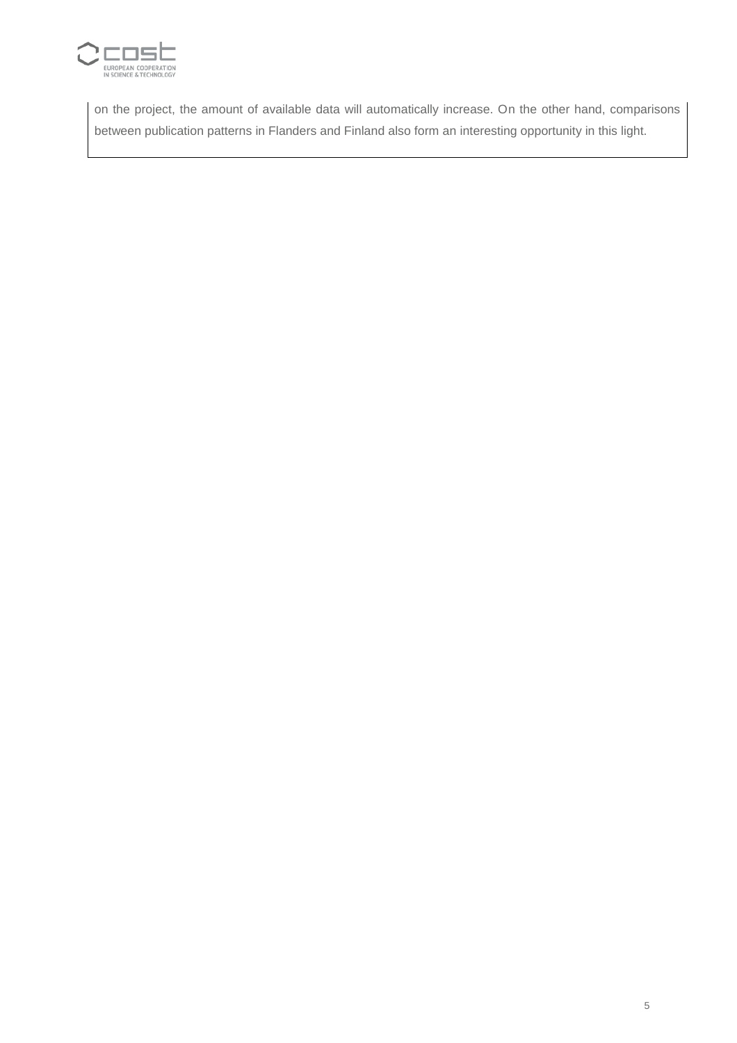on the project, the amount of available data will automatically increase. On the other hand, comparisons between publication patterns in Flanders and Finland also form an interesting opportunity in this light.